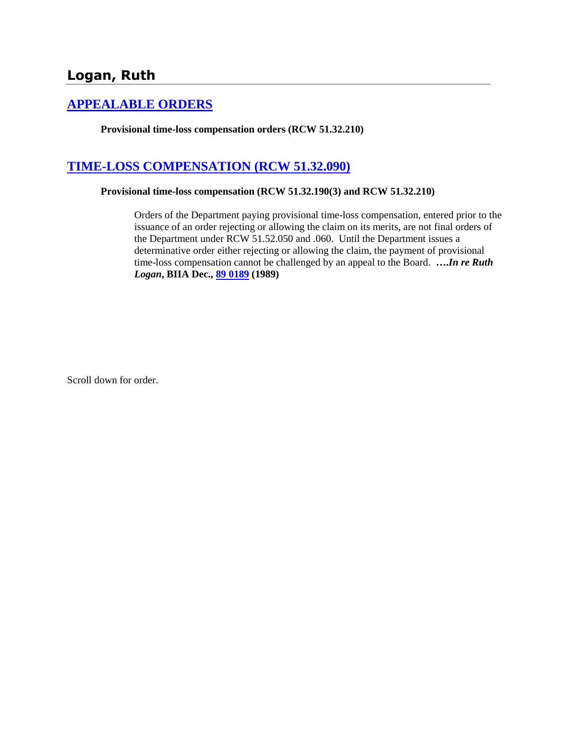## Logan, Ruth

### APPEALABLE ORDERS

**Provisional time-loss compensation orders (RCW 51.32.210)**

### TIME-LOSS COMPENSATION (RCW 51.32.090)

**Provisional time-loss compensation (RCW 51.32.190(3) and RCW 51.32.210)**

Orders of the Department paying provisional time-loss compensation, entered prior to the issuance of an order rejecting or allowing the claim on its merits, are not final orders of the Department under RCW 51.52.050 and .060. Until the Department issues a determinative order either rejecting or allowing the claim, the payment of provisional time-loss compensation cannot be challenged by an appeal to the Board. ***….In re Ruth Logan*, BIIA Dec., 89 0189 (1989)**

Scroll down for order.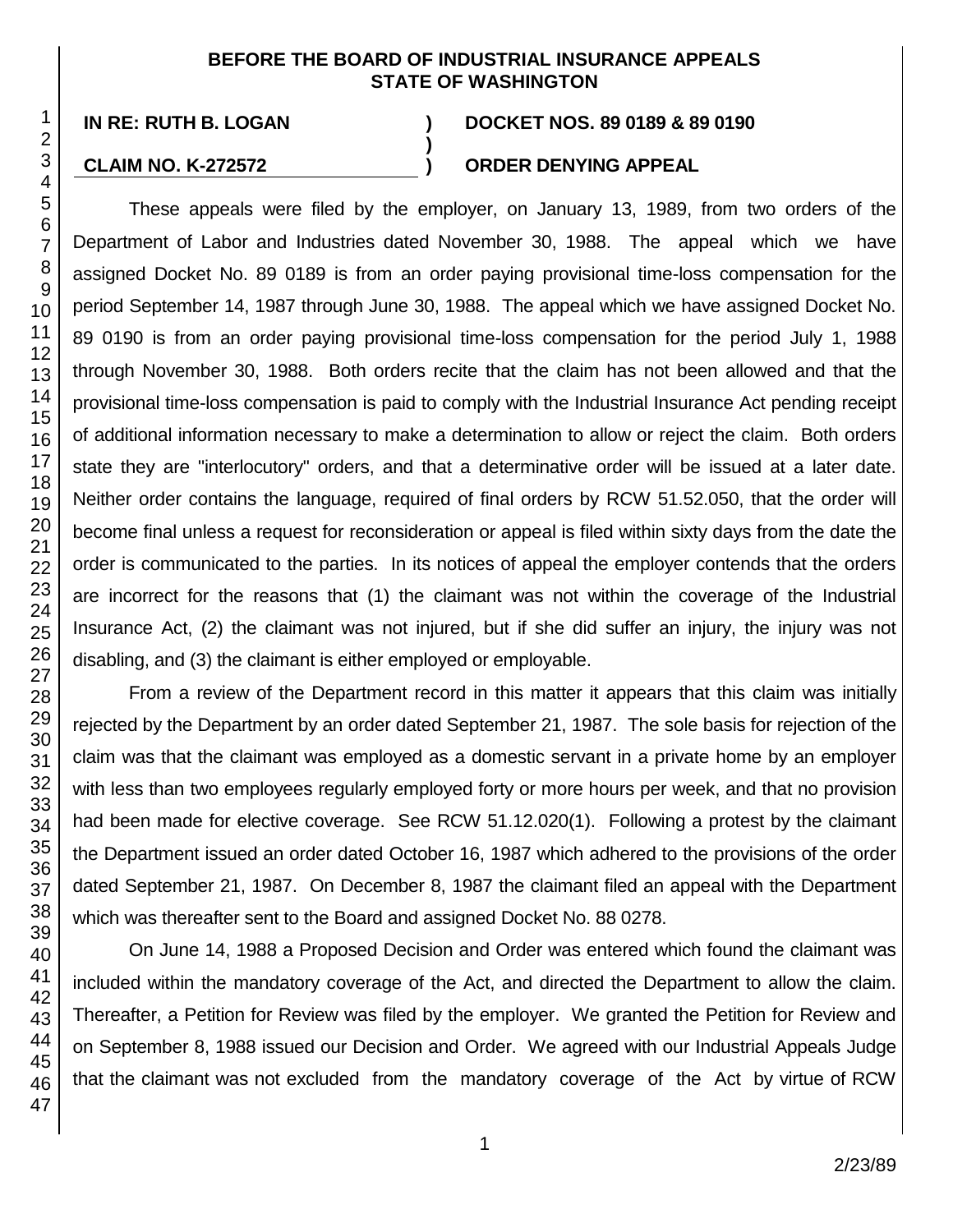**BEFORE THE BOARD OF INDUSTRIAL INSURANCE APPEALS**
**STATE OF WASHINGTON**

**IN RE: RUTH B. LOGAN** ) **DOCKET NOS. 89 0189 & 89 0190**
)
**CLAIM NO. K-272572** ) **ORDER DENYING APPEAL**

These appeals were filed by the employer, on January 13, 1989, from two orders of the Department of Labor and Industries dated November 30, 1988. The appeal which we have assigned Docket No. 89 0189 is from an order paying provisional time-loss compensation for the period September 14, 1987 through June 30, 1988. The appeal which we have assigned Docket No. 89 0190 is from an order paying provisional time-loss compensation for the period July 1, 1988 through November 30, 1988. Both orders recite that the claim has not been allowed and that the provisional time-loss compensation is paid to comply with the Industrial Insurance Act pending receipt of additional information necessary to make a determination to allow or reject the claim. Both orders state they are "interlocutory" orders, and that a determinative order will be issued at a later date. Neither order contains the language, required of final orders by RCW 51.52.050, that the order will become final unless a request for reconsideration or appeal is filed within sixty days from the date the order is communicated to the parties. In its notices of appeal the employer contends that the orders are incorrect for the reasons that (1) the claimant was not within the coverage of the Industrial Insurance Act, (2) the claimant was not injured, but if she did suffer an injury, the injury was not disabling, and (3) the claimant is either employed or employable.

From a review of the Department record in this matter it appears that this claim was initially rejected by the Department by an order dated September 21, 1987. The sole basis for rejection of the claim was that the claimant was employed as a domestic servant in a private home by an employer with less than two employees regularly employed forty or more hours per week, and that no provision had been made for elective coverage. See RCW 51.12.020(1). Following a protest by the claimant the Department issued an order dated October 16, 1987 which adhered to the provisions of the order dated September 21, 1987. On December 8, 1987 the claimant filed an appeal with the Department which was thereafter sent to the Board and assigned Docket No. 88 0278.

On June 14, 1988 a Proposed Decision and Order was entered which found the claimant was included within the mandatory coverage of the Act, and directed the Department to allow the claim. Thereafter, a Petition for Review was filed by the employer. We granted the Petition for Review and on September 8, 1988 issued our Decision and Order. We agreed with our Industrial Appeals Judge that the claimant was not excluded from the mandatory coverage of the Act by virtue of RCW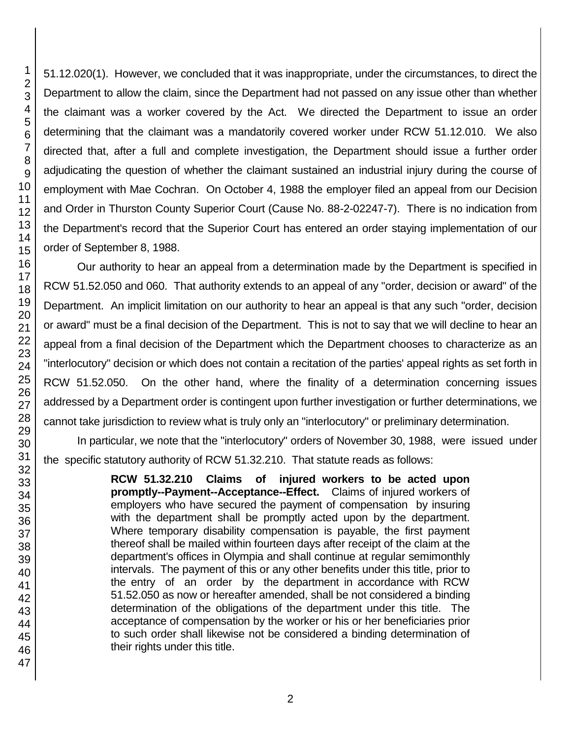51.12.020(1). However, we concluded that it was inappropriate, under the circumstances, to direct the Department to allow the claim, since the Department had not passed on any issue other than whether the claimant was a worker covered by the Act. We directed the Department to issue an order determining that the claimant was a mandatorily covered worker under RCW 51.12.010. We also directed that, after a full and complete investigation, the Department should issue a further order adjudicating the question of whether the claimant sustained an industrial injury during the course of employment with Mae Cochran. On October 4, 1988 the employer filed an appeal from our Decision and Order in Thurston County Superior Court (Cause No. 88-2-02247-7). There is no indication from the Department's record that the Superior Court has entered an order staying implementation of our order of September 8, 1988.

Our authority to hear an appeal from a determination made by the Department is specified in RCW 51.52.050 and 060. That authority extends to an appeal of any "order, decision or award" of the Department. An implicit limitation on our authority to hear an appeal is that any such "order, decision or award" must be a final decision of the Department. This is not to say that we will decline to hear an appeal from a final decision of the Department which the Department chooses to characterize as an "interlocutory" decision or which does not contain a recitation of the parties' appeal rights as set forth in RCW 51.52.050. On the other hand, where the finality of a determination concerning issues addressed by a Department order is contingent upon further investigation or further determinations, we cannot take jurisdiction to review what is truly only an "interlocutory" or preliminary determination.

In particular, we note that the "interlocutory" orders of November 30, 1988, were issued under the specific statutory authority of RCW 51.32.210. That statute reads as follows:

> **RCW 51.32.210 Claims of injured workers to be acted upon promptly--Payment--Acceptance--Effect.** Claims of injured workers of employers who have secured the payment of compensation by insuring with the department shall be promptly acted upon by the department. Where temporary disability compensation is payable, the first payment thereof shall be mailed within fourteen days after receipt of the claim at the department's offices in Olympia and shall continue at regular semimonthly intervals. The payment of this or any other benefits under this title, prior to the entry of an order by the department in accordance with RCW 51.52.050 as now or hereafter amended, shall be not considered a binding determination of the obligations of the department under this title. The acceptance of compensation by the worker or his or her beneficiaries prior to such order shall likewise not be considered a binding determination of their rights under this title.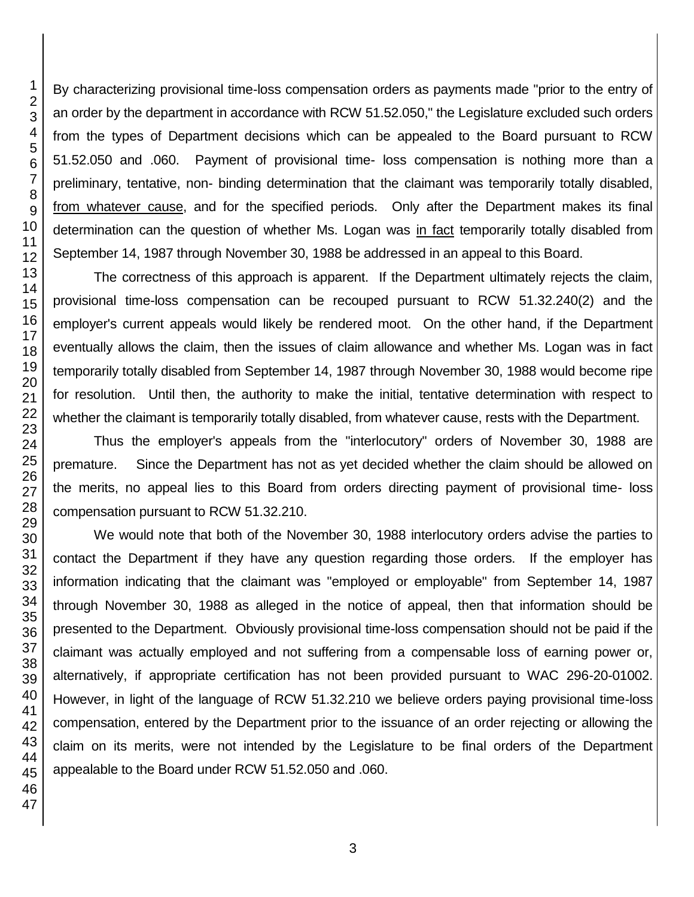By characterizing provisional time-loss compensation orders as payments made "prior to the entry of an order by the department in accordance with RCW 51.52.050," the Legislature excluded such orders from the types of Department decisions which can be appealed to the Board pursuant to RCW 51.52.050 and .060. Payment of provisional time- loss compensation is nothing more than a preliminary, tentative, non- binding determination that the claimant was temporarily totally disabled, from whatever cause, and for the specified periods. Only after the Department makes its final determination can the question of whether Ms. Logan was in fact temporarily totally disabled from September 14, 1987 through November 30, 1988 be addressed in an appeal to this Board.

The correctness of this approach is apparent. If the Department ultimately rejects the claim, provisional time-loss compensation can be recouped pursuant to RCW 51.32.240(2) and the employer's current appeals would likely be rendered moot. On the other hand, if the Department eventually allows the claim, then the issues of claim allowance and whether Ms. Logan was in fact temporarily totally disabled from September 14, 1987 through November 30, 1988 would become ripe for resolution. Until then, the authority to make the initial, tentative determination with respect to whether the claimant is temporarily totally disabled, from whatever cause, rests with the Department.

Thus the employer's appeals from the "interlocutory" orders of November 30, 1988 are premature. Since the Department has not as yet decided whether the claim should be allowed on the merits, no appeal lies to this Board from orders directing payment of provisional time- loss compensation pursuant to RCW 51.32.210.

We would note that both of the November 30, 1988 interlocutory orders advise the parties to contact the Department if they have any question regarding those orders. If the employer has information indicating that the claimant was "employed or employable" from September 14, 1987 through November 30, 1988 as alleged in the notice of appeal, then that information should be presented to the Department. Obviously provisional time-loss compensation should not be paid if the claimant was actually employed and not suffering from a compensable loss of earning power or, alternatively, if appropriate certification has not been provided pursuant to WAC 296-20-01002. However, in light of the language of RCW 51.32.210 we believe orders paying provisional time-loss compensation, entered by the Department prior to the issuance of an order rejecting or allowing the claim on its merits, were not intended by the Legislature to be final orders of the Department appealable to the Board under RCW 51.52.050 and .060.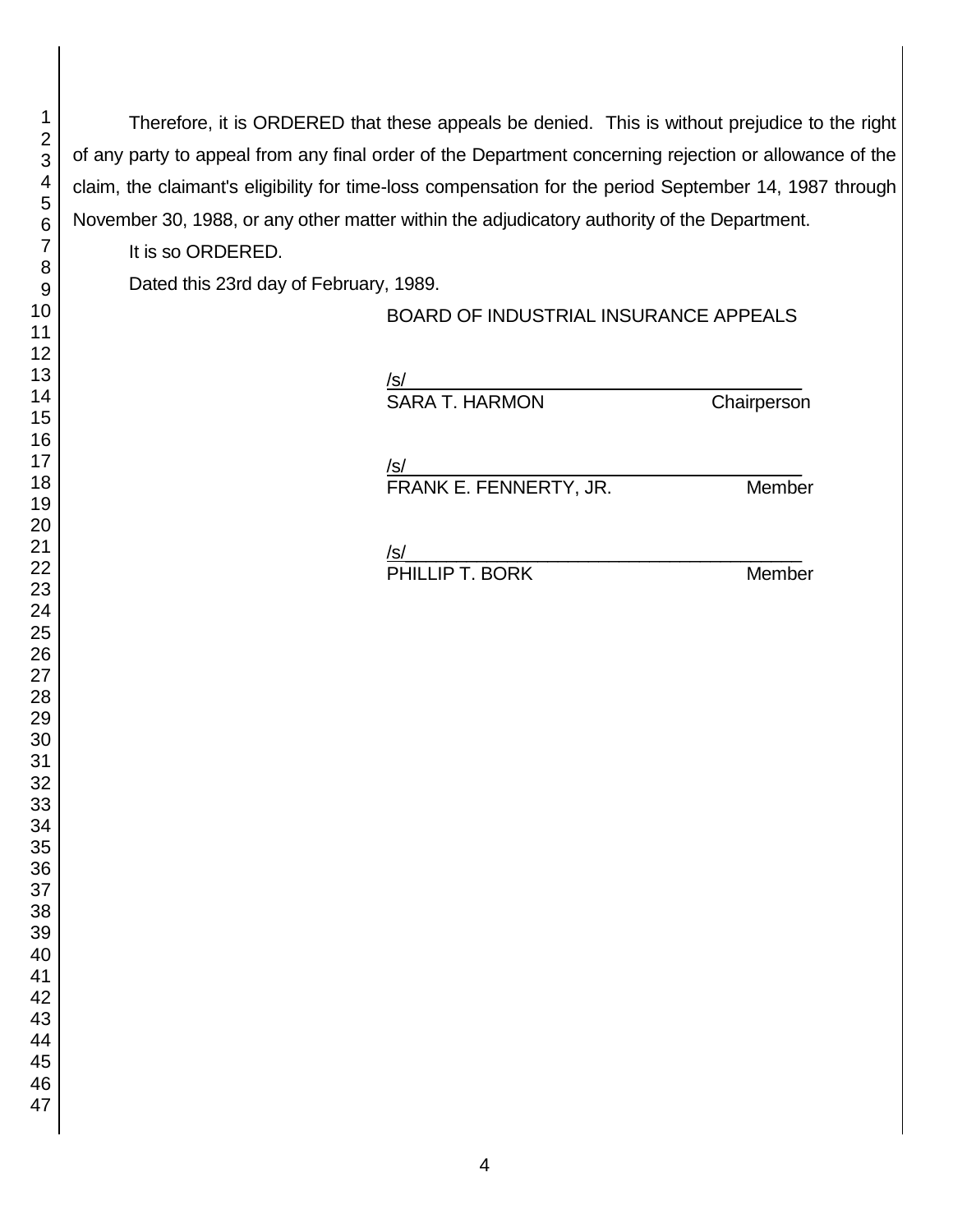Therefore, it is ORDERED that these appeals be denied. This is without prejudice to the right of any party to appeal from any final order of the Department concerning rejection or allowance of the claim, the claimant's eligibility for time-loss compensation for the period September 14, 1987 through November 30, 1988, or any other matter within the adjudicatory authority of the Department.

It is so ORDERED.

Dated this 23rd day of February, 1989.

BOARD OF INDUSTRIAL INSURANCE APPEALS

/s/
SARA T. HARMON Chairperson

/s/
FRANK E. FENNERTY, JR. Member

/s/
PHILLIP T. BORK Member